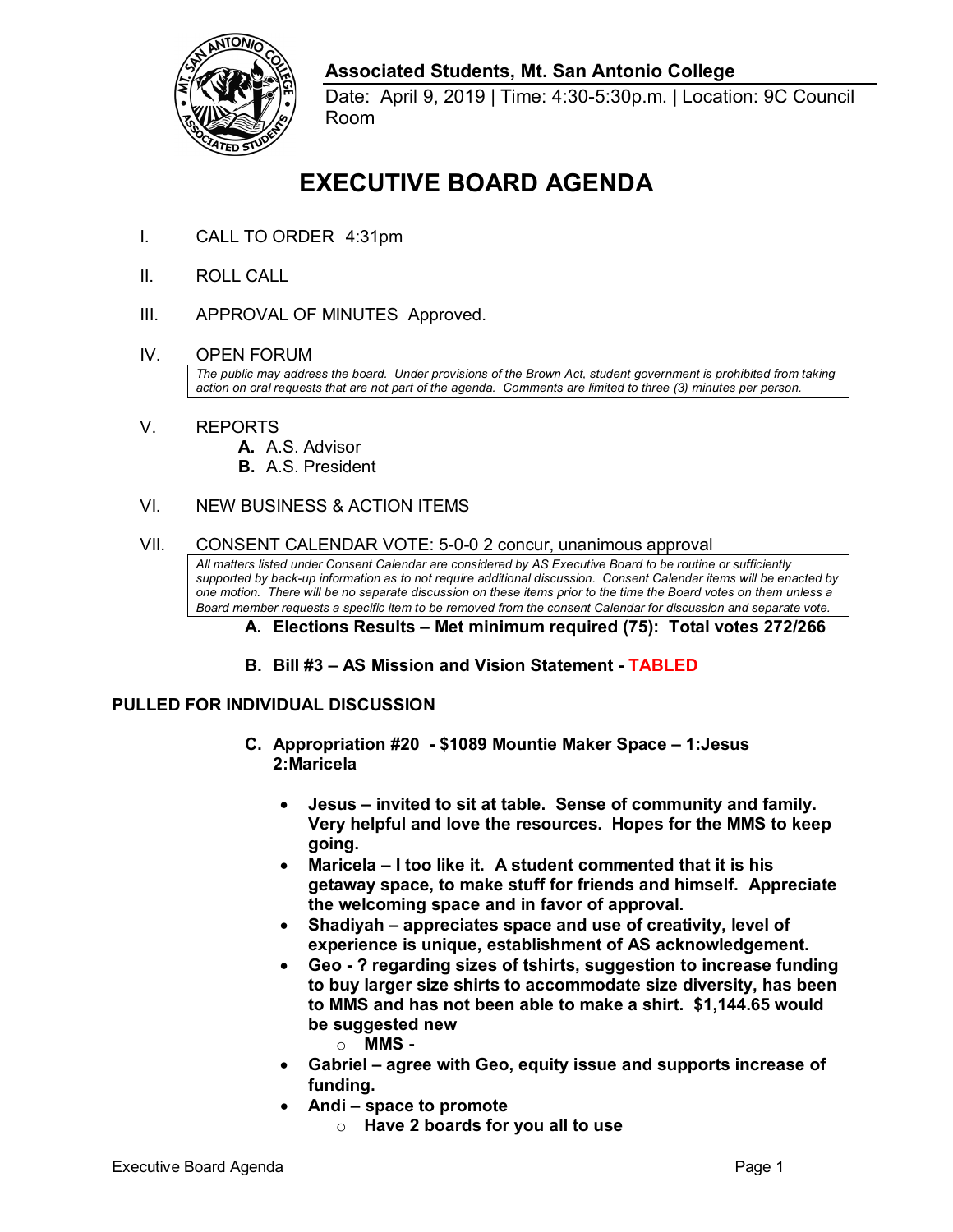**Associated Students, Mt. San Antonio College**

Date: April 9, 2019 | Time: 4:30-5:30p.m. | Location: 9C Council Room

# EXECUTIVE BOARD AGENDA

I. CALL TO ORDER 4:31pm

II. ROLL CALL

III. APPROVAL OF MINUTES Approved.

IV. OPEN FORUM

*The public may address the board. Under provisions of the Brown Act, student government is prohibited from taking action on oral requests that are not part of the agenda. Comments are limited to three (3) minutes per person.*

V. REPORTS

- **A.** A.S. Advisor
- **B.** A.S. President

VI. NEW BUSINESS & ACTION ITEMS

VII. CONSENT CALENDAR VOTE: 5-0-0 2 concur, unanimous approval

*All matters listed under Consent Calendar are considered by AS Executive Board to be routine or sufficiently supported by back-up information as to not require additional discussion. Consent Calendar items will be enacted by one motion. There will be no separate discussion on these items prior to the time the Board votes on them unless a Board member requests a specific item to be removed from the consent Calendar for discussion and separate vote.*

**A. Elections Results – Met minimum required (75): Total votes 272/266**

**B. Bill #3 – AS Mission and Vision Statement - TABLED**

**PULLED FOR INDIVIDUAL DISCUSSION**

**C. Appropriation #20 - $1089 Mountie Maker Space – 1:Jesus 2:Maricela**

- **Jesus – invited to sit at table. Sense of community and family. Very helpful and love the resources. Hopes for the MMS to keep going.**
- **Maricela – I too like it. A student commented that it is his getaway space, to make stuff for friends and himself. Appreciate the welcoming space and in favor of approval.**
- **Shadiyah – appreciates space and use of creativity, level of experience is unique, establishment of AS acknowledgement.**
- **Geo - ? regarding sizes of tshirts, suggestion to increase funding to buy larger size shirts to accommodate size diversity, has been to MMS and has not been able to make a shirt. $1,144.65 would be suggested new**
  - **MMS -**
- **Gabriel – agree with Geo, equity issue and supports increase of funding.**
- **Andi – space to promote**
  - **Have 2 boards for you all to use**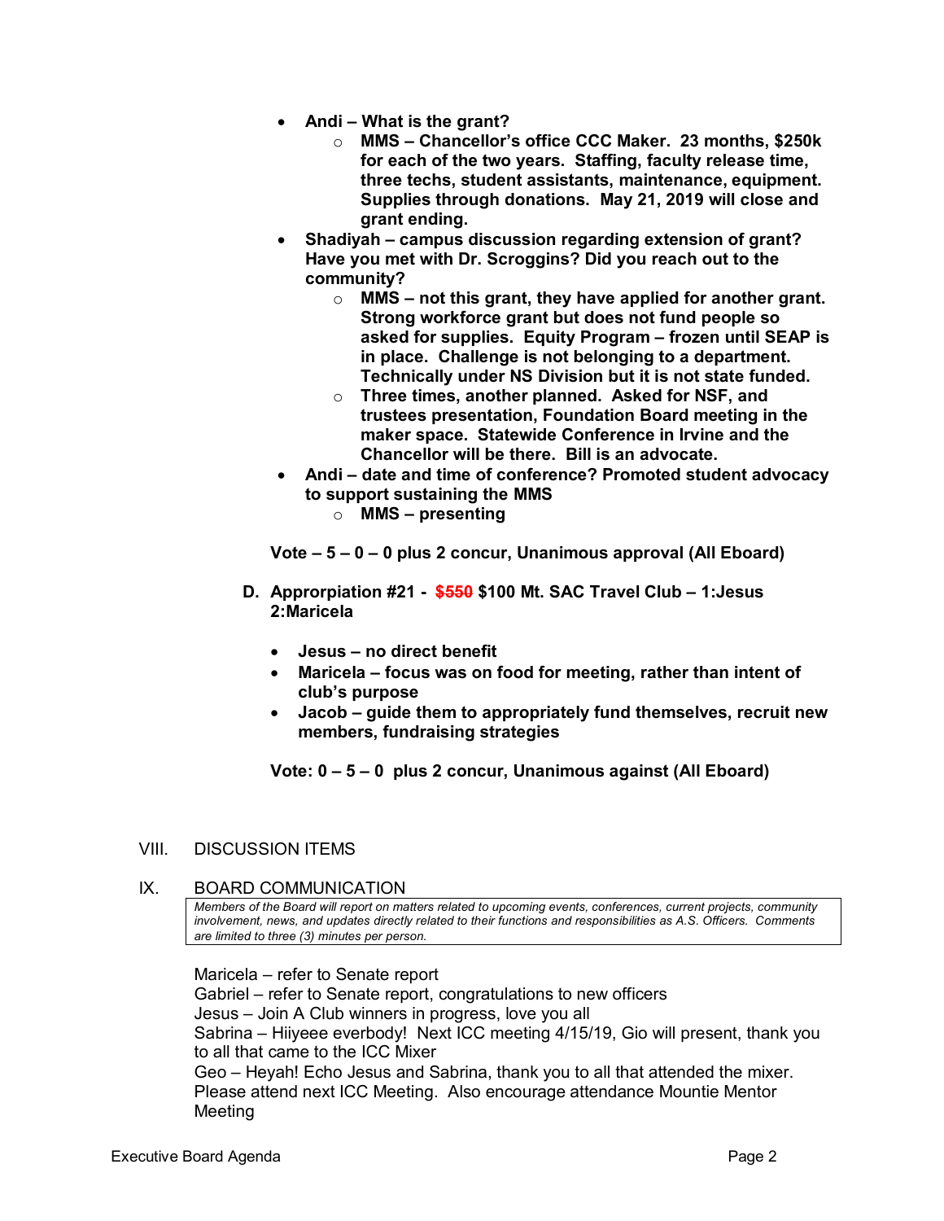- **Andi – What is the grant?**
    - **MMS – Chancellor's office CCC Maker. 23 months, $250k for each of the two years. Staffing, faculty release time, three techs, student assistants, maintenance, equipment. Supplies through donations. May 21, 2019 will close and grant ending.**
- **Shadiyah – campus discussion regarding extension of grant? Have you met with Dr. Scroggins? Did you reach out to the community?**
    - **MMS – not this grant, they have applied for another grant. Strong workforce grant but does not fund people so asked for supplies. Equity Program – frozen until SEAP is in place. Challenge is not belonging to a department. Technically under NS Division but it is not state funded.**
    - **Three times, another planned. Asked for NSF, and trustees presentation, Foundation Board meeting in the maker space. Statewide Conference in Irvine and the Chancellor will be there. Bill is an advocate.**
- **Andi – date and time of conference? Promoted student advocacy to support sustaining the MMS**
    - **MMS – presenting**

**Vote – 5 – 0 – 0 plus 2 concur, Unanimous approval (All Eboard)**

**D. Appropriation #21 - ~~$550~~ $100 Mt. SAC Travel Club – 1:Jesus 2:Maricela**

- **Jesus – no direct benefit**
- **Maricela – focus was on food for meeting, rather than intent of club's purpose**
- **Jacob – guide them to appropriately fund themselves, recruit new members, fundraising strategies**

**Vote: 0 – 5 – 0 plus 2 concur, Unanimous against (All Eboard)**

## VIII. DISCUSSION ITEMS

## IX. BOARD COMMUNICATION

*Members of the Board will report on matters related to upcoming events, conferences, current projects, community involvement, news, and updates directly related to their functions and responsibilities as A.S. Officers. Comments are limited to three (3) minutes per person.*

Maricela – refer to Senate report
Gabriel – refer to Senate report, congratulations to new officers
Jesus – Join A Club winners in progress, love you all
Sabrina – Hiiyeee everbody! Next ICC meeting 4/15/19, Gio will present, thank you to all that came to the ICC Mixer
Geo – Heyah! Echo Jesus and Sabrina, thank you to all that attended the mixer. Please attend next ICC Meeting. Also encourage attendance Mountie Mentor Meeting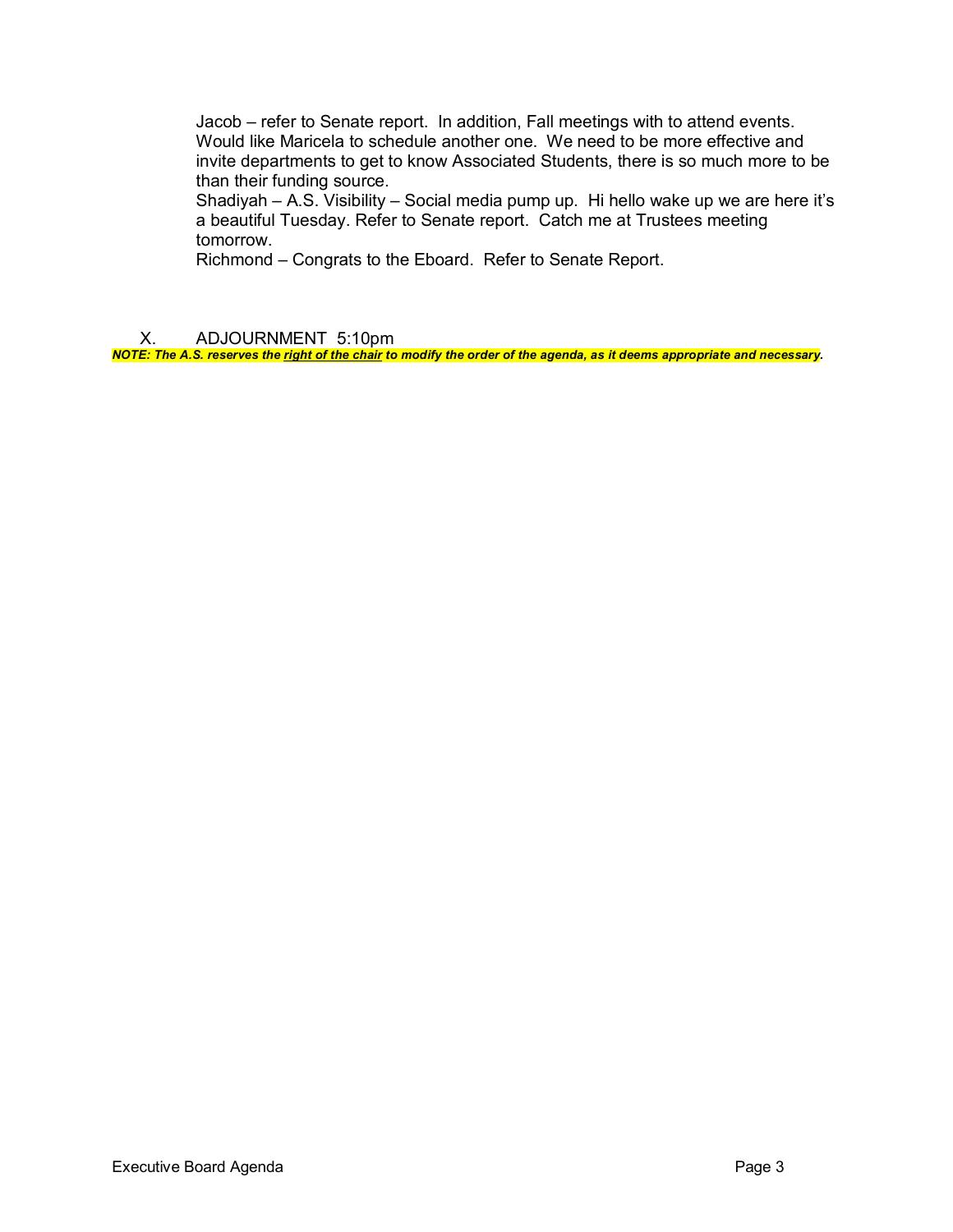Jacob – refer to Senate report. In addition, Fall meetings with to attend events. Would like Maricela to schedule another one. We need to be more effective and invite departments to get to know Associated Students, there is so much more to be than their funding source.

Shadiyah – A.S. Visibility – Social media pump up. Hi hello wake up we are here it's a beautiful Tuesday. Refer to Senate report. Catch me at Trustees meeting tomorrow.

Richmond – Congrats to the Eboard. Refer to Senate Report.

X. ADJOURNMENT 5:10pm

***NOTE: The A.S. reserves the <u>right of the chair</u> to modify the order of the agenda, as it deems appropriate and necessary.***